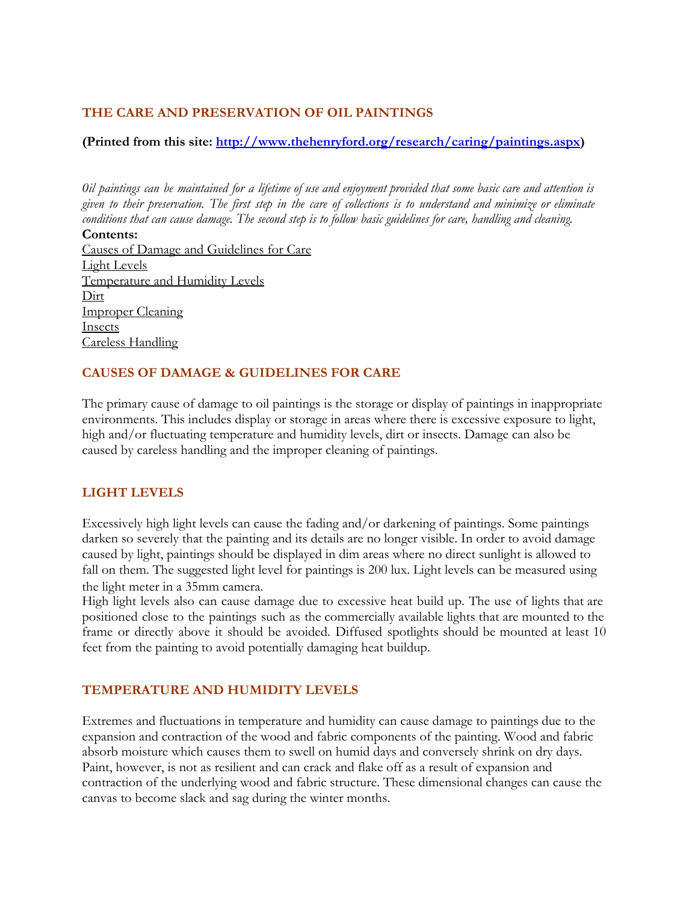## THE CARE AND PRESERVATION OF OIL PAINTINGS

**(Printed from this site: [http://www.thehenryford.org/research/caring/paintings.aspx](http://www.thehenryford.org/research/caring/paintings.aspx))**

*Oil paintings can be maintained for a lifetime of use and enjoyment provided that some basic care and attention is given to their preservation. The first step in the care of collections is to understand and minimize or eliminate conditions that can cause damage. The second step is to follow basic guidelines for care, handling and cleaning.*

**Contents:**

Causes of Damage and Guidelines for Care
Light Levels
Temperature and Humidity Levels
Dirt
Improper Cleaning
Insects
Careless Handling

## CAUSES OF DAMAGE & GUIDELINES FOR CARE

The primary cause of damage to oil paintings is the storage or display of paintings in inappropriate environments. This includes display or storage in areas where there is excessive exposure to light, high and/or fluctuating temperature and humidity levels, dirt or insects. Damage can also be caused by careless handling and the improper cleaning of paintings.

## LIGHT LEVELS

Excessively high light levels can cause the fading and/or darkening of paintings. Some paintings darken so severely that the painting and its details are no longer visible. In order to avoid damage caused by light, paintings should be displayed in dim areas where no direct sunlight is allowed to fall on them. The suggested light level for paintings is 200 lux. Light levels can be measured using the light meter in a 35mm camera.

High light levels also can cause damage due to excessive heat build up. The use of lights that are positioned close to the paintings such as the commercially available lights that are mounted to the frame or directly above it should be avoided. Diffused spotlights should be mounted at least 10 feet from the painting to avoid potentially damaging heat buildup.

## TEMPERATURE AND HUMIDITY LEVELS

Extremes and fluctuations in temperature and humidity can cause damage to paintings due to the expansion and contraction of the wood and fabric components of the painting. Wood and fabric absorb moisture which causes them to swell on humid days and conversely shrink on dry days. Paint, however, is not as resilient and can crack and flake off as a result of expansion and contraction of the underlying wood and fabric structure. These dimensional changes can cause the canvas to become slack and sag during the winter months.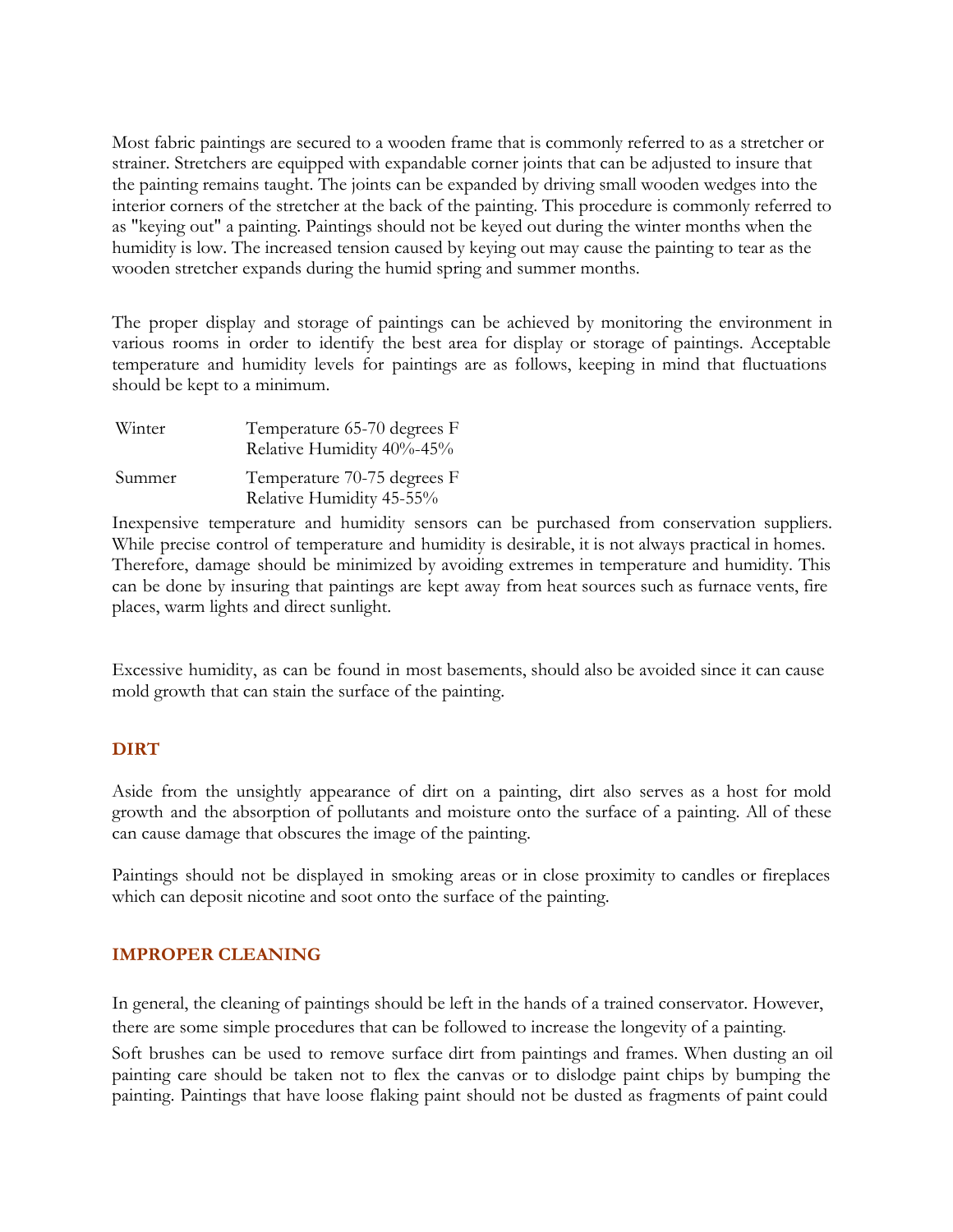Most fabric paintings are secured to a wooden frame that is commonly referred to as a stretcher or strainer. Stretchers are equipped with expandable corner joints that can be adjusted to insure that the painting remains taught. The joints can be expanded by driving small wooden wedges into the interior corners of the stretcher at the back of the painting. This procedure is commonly referred to as "keying out" a painting. Paintings should not be keyed out during the winter months when the humidity is low. The increased tension caused by keying out may cause the painting to tear as the wooden stretcher expands during the humid spring and summer months.

The proper display and storage of paintings can be achieved by monitoring the environment in various rooms in order to identify the best area for display or storage of paintings. Acceptable temperature and humidity levels for paintings are as follows, keeping in mind that fluctuations should be kept to a minimum.

| | |
|---|---|
| Winter | Temperature 65-70 degrees F<br>Relative Humidity 40%-45% |
| Summer | Temperature 70-75 degrees F<br>Relative Humidity 45-55% |

Inexpensive temperature and humidity sensors can be purchased from conservation suppliers. While precise control of temperature and humidity is desirable, it is not always practical in homes. Therefore, damage should be minimized by avoiding extremes in temperature and humidity. This can be done by insuring that paintings are kept away from heat sources such as furnace vents, fire places, warm lights and direct sunlight.

Excessive humidity, as can be found in most basements, should also be avoided since it can cause mold growth that can stain the surface of the painting.

## DIRT

Aside from the unsightly appearance of dirt on a painting, dirt also serves as a host for mold growth and the absorption of pollutants and moisture onto the surface of a painting. All of these can cause damage that obscures the image of the painting.

Paintings should not be displayed in smoking areas or in close proximity to candles or fireplaces which can deposit nicotine and soot onto the surface of the painting.

## IMPROPER CLEANING

In general, the cleaning of paintings should be left in the hands of a trained conservator. However, there are some simple procedures that can be followed to increase the longevity of a painting.

Soft brushes can be used to remove surface dirt from paintings and frames. When dusting an oil painting care should be taken not to flex the canvas or to dislodge paint chips by bumping the painting. Paintings that have loose flaking paint should not be dusted as fragments of paint could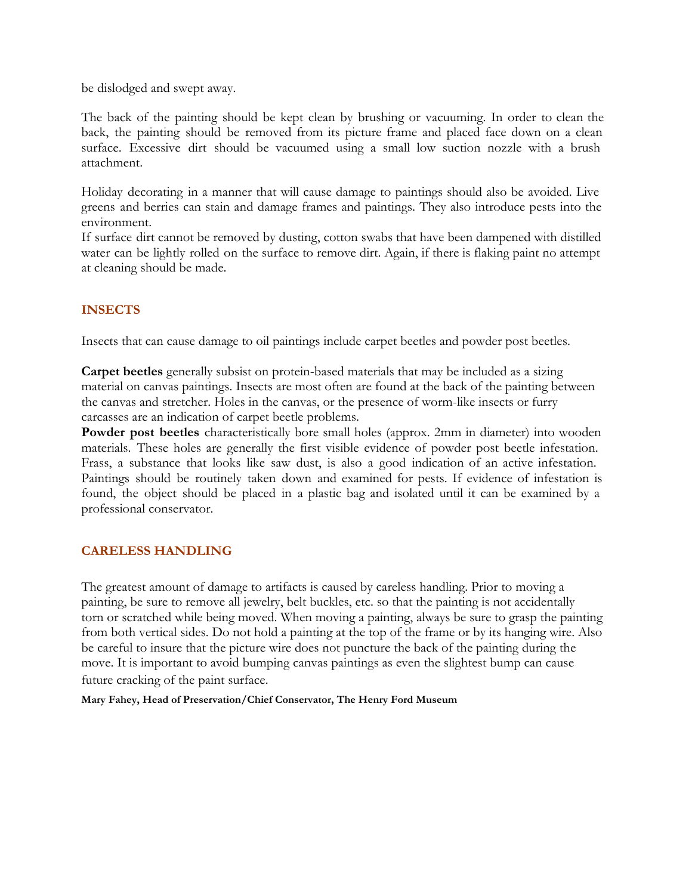be dislodged and swept away.

The back of the painting should be kept clean by brushing or vacuuming. In order to clean the back, the painting should be removed from its picture frame and placed face down on a clean surface. Excessive dirt should be vacuumed using a small low suction nozzle with a brush attachment.

Holiday decorating in a manner that will cause damage to paintings should also be avoided. Live greens and berries can stain and damage frames and paintings. They also introduce pests into the environment.

If surface dirt cannot be removed by dusting, cotton swabs that have been dampened with distilled water can be lightly rolled on the surface to remove dirt. Again, if there is flaking paint no attempt at cleaning should be made.

## INSECTS

Insects that can cause damage to oil paintings include carpet beetles and powder post beetles.

**Carpet beetles** generally subsist on protein-based materials that may be included as a sizing material on canvas paintings. Insects are most often are found at the back of the painting between the canvas and stretcher. Holes in the canvas, or the presence of worm-like insects or furry carcasses are an indication of carpet beetle problems.

**Powder post beetles** characteristically bore small holes (approx. 2mm in diameter) into wooden materials. These holes are generally the first visible evidence of powder post beetle infestation. Frass, a substance that looks like saw dust, is also a good indication of an active infestation. Paintings should be routinely taken down and examined for pests. If evidence of infestation is found, the object should be placed in a plastic bag and isolated until it can be examined by a professional conservator.

## CARELESS HANDLING

The greatest amount of damage to artifacts is caused by careless handling. Prior to moving a painting, be sure to remove all jewelry, belt buckles, etc. so that the painting is not accidentally torn or scratched while being moved. When moving a painting, always be sure to grasp the painting from both vertical sides. Do not hold a painting at the top of the frame or by its hanging wire. Also be careful to insure that the picture wire does not puncture the back of the painting during the move. It is important to avoid bumping canvas paintings as even the slightest bump can cause future cracking of the paint surface.

**Mary Fahey, Head of Preservation/Chief Conservator, The Henry Ford Museum**